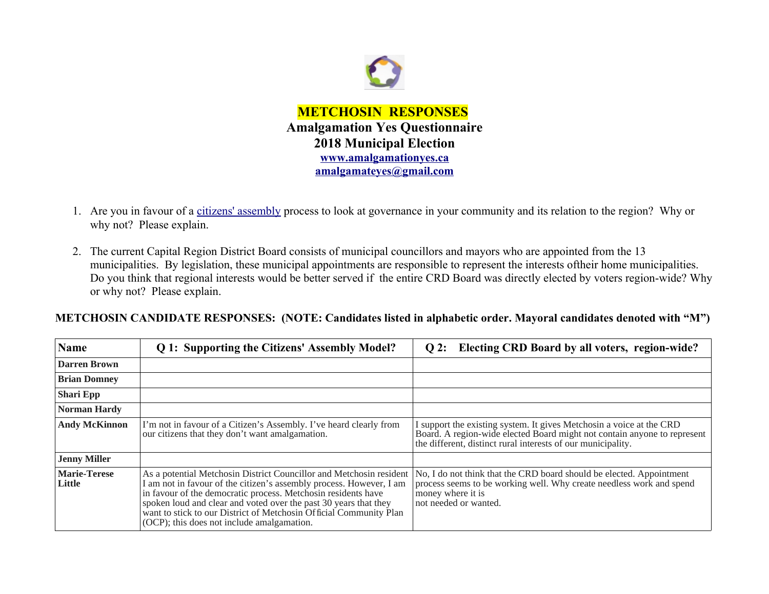# METCHOSIN RESPONSES

## Amalgamation Yes Questionnaire
## 2018 Municipal Election

**[www.amalgamationyes.ca](http://www.amalgamationyes.ca)**
**[amalgamateyes@gmail.com](mailto:amalgamateyes@gmail.com)**

1. Are you in favour of a citizens' assembly process to look at governance in your community and its relation to the region? Why or why not? Please explain.

2. The current Capital Region District Board consists of municipal councillors and mayors who are appointed from the 13 municipalities. By legislation, these municipal appointments are responsible to represent the interests oftheir home municipalities. Do you think that regional interests would be better served if the entire CRD Board was directly elected by voters region-wide? Why or why not? Please explain.

**METCHOSIN CANDIDATE RESPONSES: (NOTE: Candidates listed in alphabetic order. Mayoral candidates denoted with "M")**

| Name | Q 1: Supporting the Citizens' Assembly Model? | Q 2: Electing CRD Board by all voters, region-wide? |
|---|---|---|
| **Darren Brown** | | |
| **Brian Domney** | | |
| **Shari Epp** | | |
| **Norman Hardy** | | |
| **Andy McKinnon** | I'm not in favour of a Citizen's Assembly. I've heard clearly from our citizens that they don't want amalgamation. | I support the existing system. It gives Metchosin a voice at the CRD Board. A region-wide elected Board might not contain anyone to represent the different, distinct rural interests of our municipality. |
| **Jenny Miller** | | |
| **Marie-Terese Little** | As a potential Metchosin District Councillor and Metchosin resident I am not in favour of the citizen's assembly process. However, I am in favour of the democratic process. Metchosin residents have spoken loud and clear and voted over the past 30 years that they want to stick to our District of Metchosin Official Community Plan (OCP); this does not include amalgamation. | No, I do not think that the CRD board should be elected. Appointment process seems to be working well. Why create needless work and spend money where it is not needed or wanted. |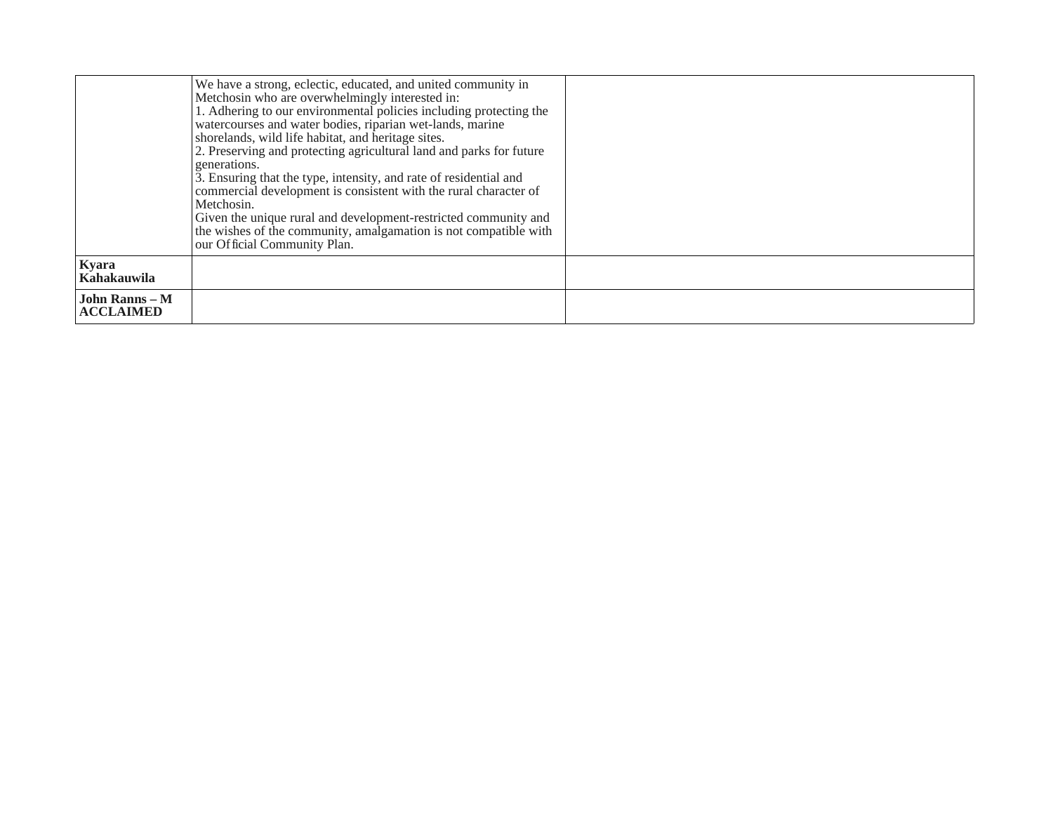| | | |
|---|---|---|
| | We have a strong, eclectic, educated, and united community in Metchosin who are overwhelmingly interested in:<br>1. Adhering to our environmental policies including protecting the watercourses and water bodies, riparian wet-lands, marine shorelands, wild life habitat, and heritage sites.<br>2. Preserving and protecting agricultural land and parks for future generations.<br>3. Ensuring that the type, intensity, and rate of residential and commercial development is consistent with the rural character of Metchosin.<br>Given the unique rural and development-restricted community and the wishes of the community, amalgamation is not compatible with our Official Community Plan. | |
| **Kyara Kahakauwila** | | |
| **John Ranns – M ACCLAIMED** | | |